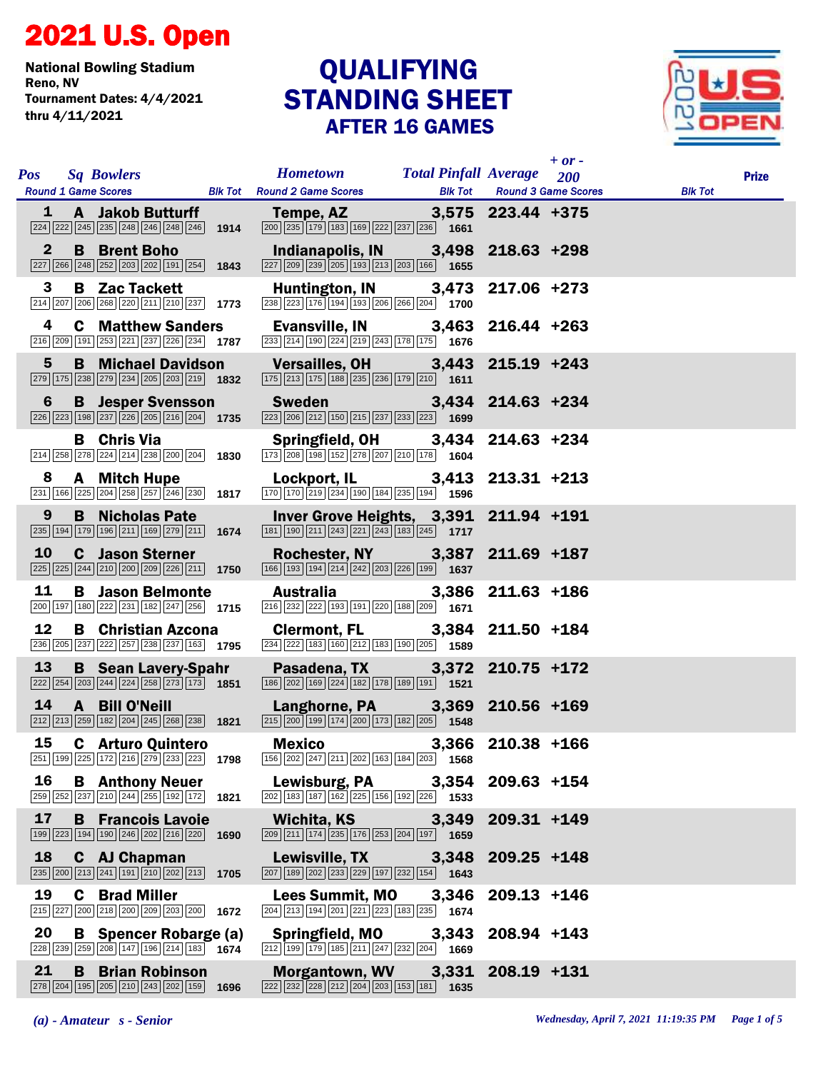# 2021 U.S. Open

National Bowling Stadium
Reno, NV
Tournament Dates: 4/4/2021 thru 4/11/2021

## QUALIFYING STANDING SHEET
### AFTER 16 GAMES

| Pos | Sq | Bowlers | Hometown | Total Pinfall | Average | + or - 200 | Prize |
|---|---|---|---|---|---|---|---|
| Round 1 Game Scores | | Blk Tot | Round 2 Game Scores | Blk Tot | Round 3 Game Scores | Blk Tot | |
| 1 | A | Jakob Butturff | Tempe, AZ | 3,575 | 223.44 | +375 | |
| 224 222 245 235 248 246 248 246 | | 1914 | 200 235 179 183 169 222 237 236 | 1661 | | | |
| 2 | B | Brent Boho | Indianapolis, IN | 3,498 | 218.63 | +298 | |
| 227 266 248 252 203 202 191 254 | | 1843 | 227 209 239 205 193 213 203 166 | 1655 | | | |
| 3 | B | Zac Tackett | Huntington, IN | 3,473 | 217.06 | +273 | |
| 214 207 206 268 220 211 210 237 | | 1773 | 238 223 176 194 193 206 266 204 | 1700 | | | |
| 4 | C | Matthew Sanders | Evansville, IN | 3,463 | 216.44 | +263 | |
| 216 209 191 253 221 237 226 234 | | 1787 | 233 214 190 224 219 243 178 175 | 1676 | | | |
| 5 | B | Michael Davidson | Versailles, OH | 3,443 | 215.19 | +243 | |
| 279 175 238 279 234 205 203 219 | | 1832 | 175 213 175 188 235 236 179 210 | 1611 | | | |
| 6 | B | Jesper Svensson | Sweden | 3,434 | 214.63 | +234 | |
| 226 223 198 237 226 205 216 204 | | 1735 | 223 206 212 150 215 237 233 223 | 1699 | | | |
| | B | Chris Via | Springfield, OH | 3,434 | 214.63 | +234 | |
| 214 258 278 224 214 238 200 204 | | 1830 | 173 208 198 152 278 207 210 178 | 1604 | | | |
| 8 | A | Mitch Hupe | Lockport, IL | 3,413 | 213.31 | +213 | |
| 231 166 225 204 258 257 246 230 | | 1817 | 170 170 219 234 190 184 235 194 | 1596 | | | |
| 9 | B | Nicholas Pate | Inver Grove Heights, | 3,391 | 211.94 | +191 | |
| 235 194 179 196 211 169 279 211 | | 1674 | 181 190 211 243 221 243 183 245 | 1717 | | | |
| 10 | C | Jason Sterner | Rochester, NY | 3,387 | 211.69 | +187 | |
| 225 225 244 210 200 209 226 211 | | 1750 | 166 193 194 214 242 203 226 199 | 1637 | | | |
| 11 | B | Jason Belmonte | Australia | 3,386 | 211.63 | +186 | |
| 200 197 180 222 231 182 247 256 | | 1715 | 216 232 222 193 191 220 188 209 | 1671 | | | |
| 12 | B | Christian Azcona | Clermont, FL | 3,384 | 211.50 | +184 | |
| 236 205 237 222 257 238 237 163 | | 1795 | 234 222 183 160 212 183 190 205 | 1589 | | | |
| 13 | B | Sean Lavery-Spahr | Pasadena, TX | 3,372 | 210.75 | +172 | |
| 222 254 203 244 224 258 273 173 | | 1851 | 186 202 169 224 182 178 189 191 | 1521 | | | |
| 14 | A | Bill O'Neill | Langhorne, PA | 3,369 | 210.56 | +169 | |
| 212 213 259 182 204 245 268 238 | | 1821 | 215 200 199 174 200 173 182 205 | 1548 | | | |
| 15 | C | Arturo Quintero | Mexico | 3,366 | 210.38 | +166 | |
| 251 199 225 172 216 279 233 223 | | 1798 | 156 202 247 211 202 163 184 203 | 1568 | | | |
| 16 | B | Anthony Neuer | Lewisburg, PA | 3,354 | 209.63 | +154 | |
| 259 252 237 210 244 255 192 172 | | 1821 | 202 183 187 162 225 156 192 226 | 1533 | | | |
| 17 | B | Francois Lavoie | Wichita, KS | 3,349 | 209.31 | +149 | |
| 199 223 194 190 246 202 216 220 | | 1690 | 209 211 174 235 176 253 204 197 | 1659 | | | |
| 18 | C | AJ Chapman | Lewisville, TX | 3,348 | 209.25 | +148 | |
| 235 200 213 241 191 210 202 213 | | 1705 | 207 189 202 233 229 197 232 154 | 1643 | | | |
| 19 | C | Brad Miller | Lees Summit, MO | 3,346 | 209.13 | +146 | |
| 215 227 200 218 200 209 203 200 | | 1672 | 204 213 194 201 221 223 183 235 | 1674 | | | |
| 20 | B | Spencer Robarge (a) | Springfield, MO | 3,343 | 208.94 | +143 | |
| 228 239 259 208 147 196 214 183 | | 1674 | 212 199 179 185 211 247 232 204 | 1669 | | | |
| 21 | B | Brian Robinson | Morgantown, WV | 3,331 | 208.19 | +131 | |
| 278 204 195 205 210 243 202 159 | | 1696 | 222 232 228 212 204 203 153 181 | 1635 | | | |

*(a) - Amateur   s - Senior*

*Wednesday, April 7, 2021 11:19:35 PM*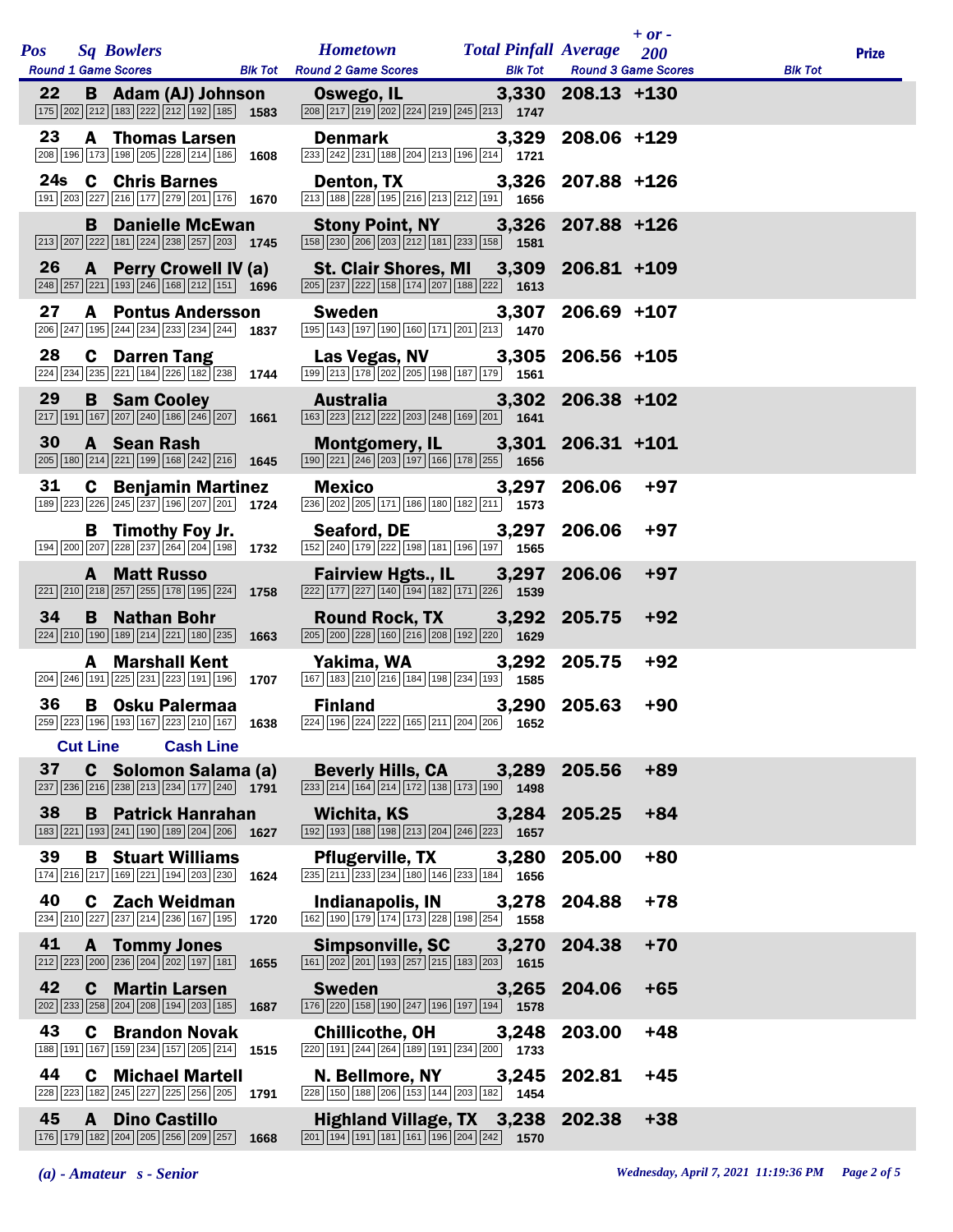| Pos | Sq | Bowlers | Hometown | Total Pinfall | Average | + or - 200 | Prize |
|---|---|---|---|---|---|---|---|
| Round 1 Game Scores | | Blk Tot | Round 2 Game Scores | Blk Tot | Round 3 Game Scores | Blk Tot | |
| 22 | B | Adam (AJ) Johnson | Oswego, IL | 3,330 | 208.13 | +130 | |
| 175 202 212 183 222 212 192 185 | | 1583 | 208 217 219 202 224 219 245 213 | 1747 | | | |
| 23 | A | Thomas Larsen | Denmark | 3,329 | 208.06 | +129 | |
| 208 196 173 198 205 228 214 186 | | 1608 | 233 242 231 188 204 213 196 214 | 1721 | | | |
| 24s | C | Chris Barnes | Denton, TX | 3,326 | 207.88 | +126 | |
| 191 203 227 216 177 279 201 176 | | 1670 | 213 188 228 195 216 213 212 191 | 1656 | | | |
| | B | Danielle McEwan | Stony Point, NY | 3,326 | 207.88 | +126 | |
| 213 207 222 181 224 238 257 203 | | 1745 | 158 230 206 203 212 181 233 158 | 1581 | | | |
| 26 | A | Perry Crowell IV (a) | St. Clair Shores, MI | 3,309 | 206.81 | +109 | |
| 248 257 221 193 246 168 212 151 | | 1696 | 205 237 222 158 174 207 188 222 | 1613 | | | |
| 27 | A | Pontus Andersson | Sweden | 3,307 | 206.69 | +107 | |
| 206 247 195 244 234 233 234 244 | | 1837 | 195 143 197 190 160 171 201 213 | 1470 | | | |
| 28 | C | Darren Tang | Las Vegas, NV | 3,305 | 206.56 | +105 | |
| 224 234 235 221 184 226 182 238 | | 1744 | 199 213 178 202 205 198 187 179 | 1561 | | | |
| 29 | B | Sam Cooley | Australia | 3,302 | 206.38 | +102 | |
| 217 191 167 207 240 186 246 207 | | 1661 | 163 223 212 222 203 248 169 201 | 1641 | | | |
| 30 | A | Sean Rash | Montgomery, IL | 3,301 | 206.31 | +101 | |
| 205 180 214 221 199 168 242 216 | | 1645 | 190 221 246 203 197 166 178 255 | 1656 | | | |
| 31 | C | Benjamin Martinez | Mexico | 3,297 | 206.06 | +97 | |
| 189 223 226 245 237 196 207 201 | | 1724 | 236 202 205 171 186 180 182 211 | 1573 | | | |
| | B | Timothy Foy Jr. | Seaford, DE | 3,297 | 206.06 | +97 | |
| 194 200 207 228 237 264 204 198 | | 1732 | 152 240 179 222 198 181 196 197 | 1565 | | | |
| | A | Matt Russo | Fairview Hgts., IL | 3,297 | 206.06 | +97 | |
| 221 210 218 257 255 178 195 224 | | 1758 | 222 177 227 140 194 182 171 226 | 1539 | | | |
| 34 | B | Nathan Bohr | Round Rock, TX | 3,292 | 205.75 | +92 | |
| 224 210 190 189 214 221 180 235 | | 1663 | 205 200 228 160 216 208 192 220 | 1629 | | | |
| | A | Marshall Kent | Yakima, WA | 3,292 | 205.75 | +92 | |
| 204 246 191 225 231 223 191 196 | | 1707 | 167 183 210 216 184 198 234 193 | 1585 | | | |
| 36 | B | Osku Palermaa | Finland | 3,290 | 205.63 | +90 | |
| 259 223 196 193 167 223 210 167 | | 1638 | 224 196 224 222 165 211 204 206 | 1652 | | | |
| Cut Line | | Cash Line | | | | | |
| 37 | C | Solomon Salama (a) | Beverly Hills, CA | 3,289 | 205.56 | +89 | |
| 237 236 216 238 213 234 177 240 | | 1791 | 233 214 164 214 172 138 173 190 | 1498 | | | |
| 38 | B | Patrick Hanrahan | Wichita, KS | 3,284 | 205.25 | +84 | |
| 183 221 193 241 190 189 204 206 | | 1627 | 192 193 188 198 213 204 246 223 | 1657 | | | |
| 39 | B | Stuart Williams | Pflugerville, TX | 3,280 | 205.00 | +80 | |
| 174 216 217 169 221 194 203 230 | | 1624 | 235 211 233 234 180 146 233 184 | 1656 | | | |
| 40 | C | Zach Weidman | Indianapolis, IN | 3,278 | 204.88 | +78 | |
| 234 210 227 237 214 236 167 195 | | 1720 | 162 190 179 174 173 228 198 254 | 1558 | | | |
| 41 | A | Tommy Jones | Simpsonville, SC | 3,270 | 204.38 | +70 | |
| 212 223 200 236 204 202 197 181 | | 1655 | 161 202 201 193 257 215 183 203 | 1615 | | | |
| 42 | C | Martin Larsen | Sweden | 3,265 | 204.06 | +65 | |
| 202 233 258 204 208 194 203 185 | | 1687 | 176 220 158 190 247 196 197 194 | 1578 | | | |
| 43 | C | Brandon Novak | Chillicothe, OH | 3,248 | 203.00 | +48 | |
| 188 191 167 159 234 157 205 214 | | 1515 | 220 191 244 264 189 191 234 200 | 1733 | | | |
| 44 | C | Michael Martell | N. Bellmore, NY | 3,245 | 202.81 | +45 | |
| 228 223 182 245 227 225 256 205 | | 1791 | 228 150 188 206 153 144 203 182 | 1454 | | | |
| 45 | A | Dino Castillo | Highland Village, TX | 3,238 | 202.38 | +38 | |
| 176 179 182 204 205 256 209 257 | | 1668 | 201 194 191 181 161 196 204 242 | 1570 | | | |

*(a) - Amateur s - Senior*

*Wednesday, April 7, 2021 11:19:36 PM*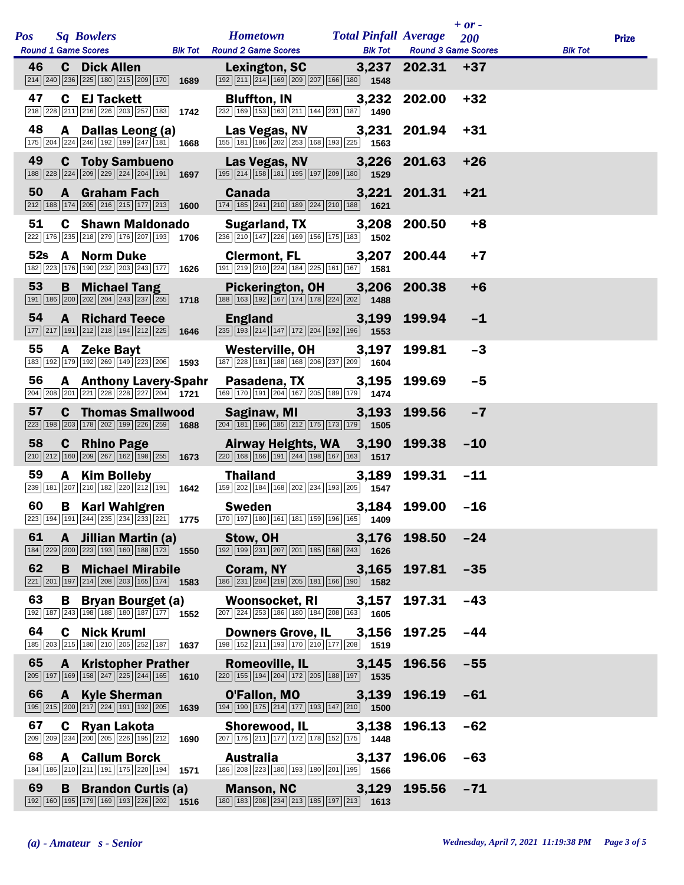| Pos | Sq | Bowlers | Hometown | Total Pinfall | Average | + or - 200 | Prize |
|---|---|---|---|---|---|---|---|
| Round 1 Game Scores | | Blk Tot | Round 2 Game Scores | Blk Tot | Round 3 Game Scores | Blk Tot | |
| 46 | C | Dick Allen | Lexington, SC | 3,237 | 202.31 | +37 | |
| 214 240 236 225 180 215 209 170 | | 1689 | 192 211 214 169 209 207 166 180 | 1548 | | | |
| 47 | C | EJ Tackett | Bluffton, IN | 3,232 | 202.00 | +32 | |
| 218 228 211 216 226 203 257 183 | | 1742 | 232 169 153 163 211 144 231 187 | 1490 | | | |
| 48 | A | Dallas Leong (a) | Las Vegas, NV | 3,231 | 201.94 | +31 | |
| 175 204 224 246 192 199 247 181 | | 1668 | 155 181 186 202 253 168 193 225 | 1563 | | | |
| 49 | C | Toby Sambueno | Las Vegas, NV | 3,226 | 201.63 | +26 | |
| 188 228 224 209 229 224 204 191 | | 1697 | 195 214 158 181 195 197 209 180 | 1529 | | | |
| 50 | A | Graham Fach | Canada | 3,221 | 201.31 | +21 | |
| 212 188 174 205 216 215 177 213 | | 1600 | 174 185 241 210 189 224 210 188 | 1621 | | | |
| 51 | C | Shawn Maldonado | Sugarland, TX | 3,208 | 200.50 | +8 | |
| 222 176 235 218 279 176 207 193 | | 1706 | 236 210 147 226 169 156 175 183 | 1502 | | | |
| 52s | A | Norm Duke | Clermont, FL | 3,207 | 200.44 | +7 | |
| 182 223 176 190 232 203 243 177 | | 1626 | 191 219 210 224 184 225 161 167 | 1581 | | | |
| 53 | B | Michael Tang | Pickerington, OH | 3,206 | 200.38 | +6 | |
| 191 186 200 202 204 243 237 255 | | 1718 | 188 163 192 167 174 178 224 202 | 1488 | | | |
| 54 | A | Richard Teece | England | 3,199 | 199.94 | -1 | |
| 177 217 191 212 218 194 212 225 | | 1646 | 235 193 214 147 172 204 192 196 | 1553 | | | |
| 55 | A | Zeke Bayt | Westerville, OH | 3,197 | 199.81 | -3 | |
| 183 192 179 192 269 149 223 206 | | 1593 | 187 228 181 188 168 206 237 209 | 1604 | | | |
| 56 | A | Anthony Lavery-Spahr | Pasadena, TX | 3,195 | 199.69 | -5 | |
| 204 208 201 221 228 228 227 204 | | 1721 | 169 170 191 204 167 205 189 179 | 1474 | | | |
| 57 | C | Thomas Smallwood | Saginaw, MI | 3,193 | 199.56 | -7 | |
| 223 198 203 178 202 199 226 259 | | 1688 | 204 181 196 185 212 175 173 179 | 1505 | | | |
| 58 | C | Rhino Page | Airway Heights, WA | 3,190 | 199.38 | -10 | |
| 210 212 160 209 267 162 198 255 | | 1673 | 220 168 166 191 244 198 167 163 | 1517 | | | |
| 59 | A | Kim Bolleby | Thailand | 3,189 | 199.31 | -11 | |
| 239 181 207 210 182 220 212 191 | | 1642 | 159 202 184 168 202 234 193 205 | 1547 | | | |
| 60 | B | Karl Wahlgren | Sweden | 3,184 | 199.00 | -16 | |
| 223 194 191 244 235 234 233 221 | | 1775 | 170 197 180 161 181 159 196 165 | 1409 | | | |
| 61 | A | Jillian Martin (a) | Stow, OH | 3,176 | 198.50 | -24 | |
| 184 229 200 223 193 160 188 173 | | 1550 | 192 199 231 207 201 185 168 243 | 1626 | | | |
| 62 | B | Michael Mirabile | Coram, NY | 3,165 | 197.81 | -35 | |
| 221 201 197 214 208 203 165 174 | | 1583 | 186 231 204 219 205 181 166 190 | 1582 | | | |
| 63 | B | Bryan Bourget (a) | Woonsocket, RI | 3,157 | 197.31 | -43 | |
| 192 187 243 198 188 180 187 177 | | 1552 | 207 224 253 186 180 184 208 163 | 1605 | | | |
| 64 | C | Nick Kruml | Downers Grove, IL | 3,156 | 197.25 | -44 | |
| 185 203 215 180 210 205 252 187 | | 1637 | 198 152 211 193 170 210 177 208 | 1519 | | | |
| 65 | A | Kristopher Prather | Romeoville, IL | 3,145 | 196.56 | -55 | |
| 205 197 169 158 247 225 244 165 | | 1610 | 220 155 194 204 172 205 188 197 | 1535 | | | |
| 66 | A | Kyle Sherman | O'Fallon, MO | 3,139 | 196.19 | -61 | |
| 195 215 200 217 224 191 192 205 | | 1639 | 194 190 175 214 177 193 147 210 | 1500 | | | |
| 67 | C | Ryan Lakota | Shorewood, IL | 3,138 | 196.13 | -62 | |
| 209 209 234 200 205 226 195 212 | | 1690 | 207 176 211 177 172 178 152 175 | 1448 | | | |
| 68 | A | Callum Borck | Australia | 3,137 | 196.06 | -63 | |
| 184 186 210 211 191 175 220 194 | | 1571 | 186 208 223 180 193 180 201 195 | 1566 | | | |
| 69 | B | Brandon Curtis (a) | Manson, NC | 3,129 | 195.56 | -71 | |
| 192 160 195 179 169 193 226 202 | | 1516 | 180 183 208 234 213 185 197 213 | 1613 | | | |

*(a) - Amateur   s - Senior*

*Wednesday, April 7, 2021 11:19:38 PM*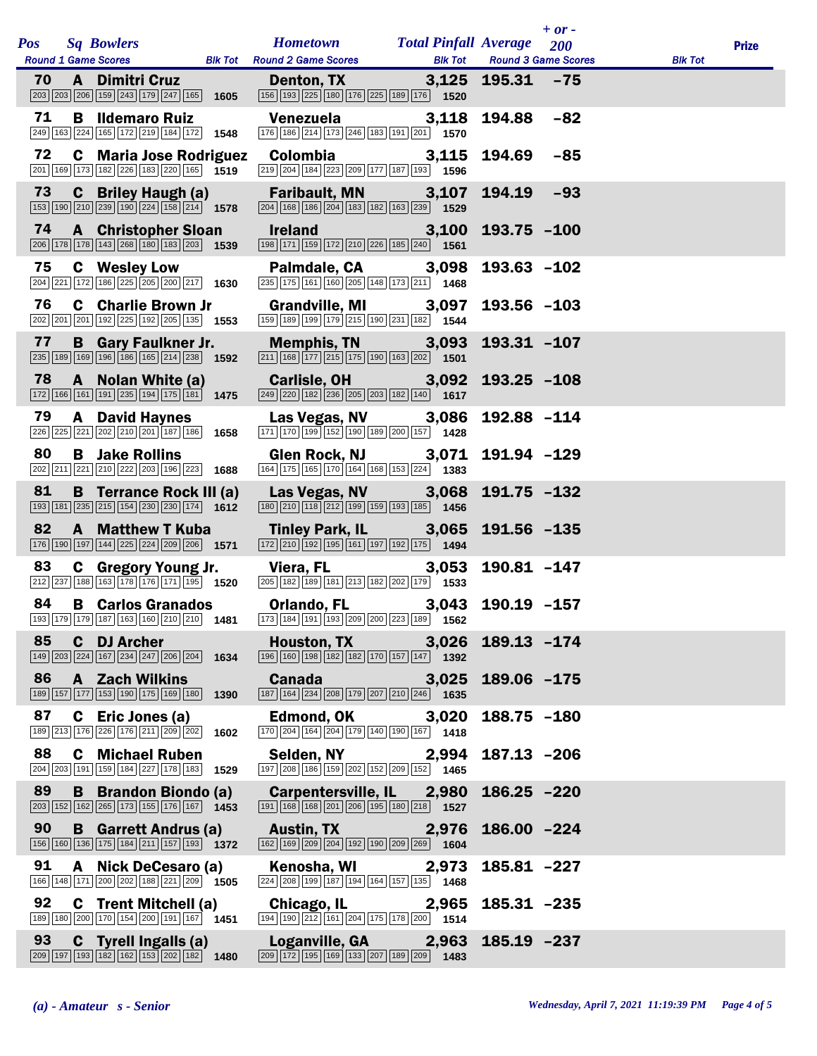| Pos | Sq | Bowlers | Hometown | Total Pinfall | Average | + or - 200 | Prize |
|---|---|---|---|---|---|---|---|
| | | Round 1 Game Scores / Blk Tot | Round 2 Game Scores / Blk Tot | | Round 3 Game Scores / Blk Tot | | |
| 70 | A | Dimitri Cruz | Denton, TX | 3,125 | 195.31 | -75 | |
| | | 203 203 206 159 243 179 247 165 — 1605 | 156 193 225 180 176 225 189 176 — 1520 | | | | |
| 71 | B | Ildemaro Ruiz | Venezuela | 3,118 | 194.88 | -82 | |
| | | 249 163 224 165 172 219 184 172 — 1548 | 176 186 214 173 246 183 191 201 — 1570 | | | | |
| 72 | C | Maria Jose Rodriguez | Colombia | 3,115 | 194.69 | -85 | |
| | | 201 169 173 182 226 183 220 165 — 1519 | 219 204 184 223 209 177 187 193 — 1596 | | | | |
| 73 | C | Briley Haugh (a) | Faribault, MN | 3,107 | 194.19 | -93 | |
| | | 153 190 210 239 190 224 158 214 — 1578 | 204 168 186 204 183 182 163 239 — 1529 | | | | |
| 74 | A | Christopher Sloan | Ireland | 3,100 | 193.75 | -100 | |
| | | 206 178 178 143 268 180 183 203 — 1539 | 198 171 159 172 210 226 185 240 — 1561 | | | | |
| 75 | C | Wesley Low | Palmdale, CA | 3,098 | 193.63 | -102 | |
| | | 204 221 172 186 225 205 200 217 — 1630 | 235 175 161 160 205 148 173 211 — 1468 | | | | |
| 76 | C | Charlie Brown Jr | Grandville, MI | 3,097 | 193.56 | -103 | |
| | | 202 201 201 192 225 192 205 135 — 1553 | 159 189 199 179 215 190 231 182 — 1544 | | | | |
| 77 | B | Gary Faulkner Jr. | Memphis, TN | 3,093 | 193.31 | -107 | |
| | | 235 189 169 196 186 165 214 238 — 1592 | 211 168 177 215 175 190 163 202 — 1501 | | | | |
| 78 | A | Nolan White (a) | Carlisle, OH | 3,092 | 193.25 | -108 | |
| | | 172 166 161 191 235 194 175 181 — 1475 | 249 220 182 236 205 203 182 140 — 1617 | | | | |
| 79 | A | David Haynes | Las Vegas, NV | 3,086 | 192.88 | -114 | |
| | | 226 225 221 202 210 201 187 186 — 1658 | 171 170 199 152 190 189 200 157 — 1428 | | | | |
| 80 | B | Jake Rollins | Glen Rock, NJ | 3,071 | 191.94 | -129 | |
| | | 202 211 221 210 222 203 196 223 — 1688 | 164 175 165 170 164 168 153 224 — 1383 | | | | |
| 81 | B | Terrance Rock III (a) | Las Vegas, NV | 3,068 | 191.75 | -132 | |
| | | 193 181 235 215 154 230 230 174 — 1612 | 180 210 118 212 199 159 193 185 — 1456 | | | | |
| 82 | A | Matthew T Kuba | Tinley Park, IL | 3,065 | 191.56 | -135 | |
| | | 176 190 197 144 225 224 209 206 — 1571 | 172 210 192 195 161 197 192 175 — 1494 | | | | |
| 83 | C | Gregory Young Jr. | Viera, FL | 3,053 | 190.81 | -147 | |
| | | 212 237 188 163 178 176 171 195 — 1520 | 205 182 189 181 213 182 202 179 — 1533 | | | | |
| 84 | B | Carlos Granados | Orlando, FL | 3,043 | 190.19 | -157 | |
| | | 193 179 179 187 163 160 210 210 — 1481 | 173 184 191 193 209 200 223 189 — 1562 | | | | |
| 85 | C | DJ Archer | Houston, TX | 3,026 | 189.13 | -174 | |
| | | 149 203 224 167 234 247 206 204 — 1634 | 196 160 198 182 182 170 157 147 — 1392 | | | | |
| 86 | A | Zach Wilkins | Canada | 3,025 | 189.06 | -175 | |
| | | 189 157 177 153 190 175 169 180 — 1390 | 187 164 234 208 179 207 210 246 — 1635 | | | | |
| 87 | C | Eric Jones (a) | Edmond, OK | 3,020 | 188.75 | -180 | |
| | | 189 213 176 226 176 211 209 202 — 1602 | 170 204 164 204 179 140 190 167 — 1418 | | | | |
| 88 | C | Michael Ruben | Selden, NY | 2,994 | 187.13 | -206 | |
| | | 204 203 191 159 184 227 178 183 — 1529 | 197 208 186 159 202 152 209 152 — 1465 | | | | |
| 89 | B | Brandon Biondo (a) | Carpentersville, IL | 2,980 | 186.25 | -220 | |
| | | 203 152 162 265 173 155 176 167 — 1453 | 191 168 168 201 206 195 180 218 — 1527 | | | | |
| 90 | B | Garrett Andrus (a) | Austin, TX | 2,976 | 186.00 | -224 | |
| | | 156 160 136 175 184 211 157 193 — 1372 | 162 169 209 204 192 190 209 269 — 1604 | | | | |
| 91 | A | Nick DeCesaro (a) | Kenosha, WI | 2,973 | 185.81 | -227 | |
| | | 166 148 171 200 202 188 221 209 — 1505 | 224 208 199 187 194 164 157 135 — 1468 | | | | |
| 92 | C | Trent Mitchell (a) | Chicago, IL | 2,965 | 185.31 | -235 | |
| | | 189 180 200 170 154 200 191 167 — 1451 | 194 190 212 161 204 175 178 200 — 1514 | | | | |
| 93 | C | Tyrell Ingalls (a) | Loganville, GA | 2,963 | 185.19 | -237 | |
| | | 209 197 193 182 162 153 202 182 — 1480 | 209 172 195 169 133 207 189 209 — 1483 | | | | |

*(a) - Amateur   s - Senior*

*Wednesday, April 7, 2021 11:19:39 PM*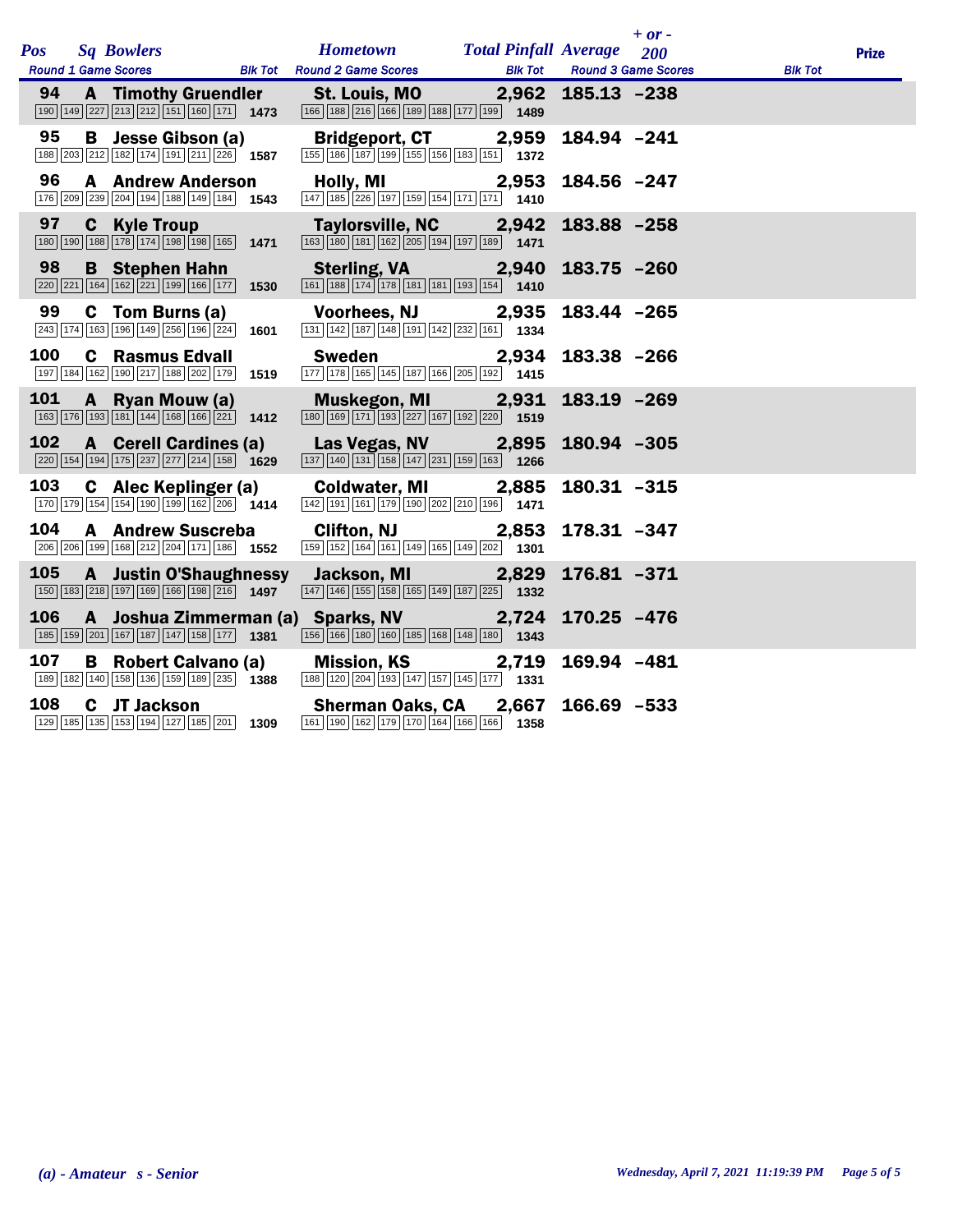| Pos | Sq | Bowlers | Hometown | Total Pinfall | Average | + or - 200 | Prize |
|---|---|---|---|---|---|---|---|
| | | Round 1 Game Scores / Blk Tot | Round 2 Game Scores / Blk Tot | | Round 3 Game Scores / Blk Tot | | |
| 94 | A | Timothy Gruendler | St. Louis, MO | 2,962 | 185.13 | -238 | |
| | | 190 149 227 213 212 151 160 171 — 1473 | 166 188 216 166 189 188 177 199 — 1489 | | | | |
| 95 | B | Jesse Gibson (a) | Bridgeport, CT | 2,959 | 184.94 | -241 | |
| | | 188 203 212 182 174 191 211 226 — 1587 | 155 186 187 199 155 156 183 151 — 1372 | | | | |
| 96 | A | Andrew Anderson | Holly, MI | 2,953 | 184.56 | -247 | |
| | | 176 209 239 204 194 188 149 184 — 1543 | 147 185 226 197 159 154 171 171 — 1410 | | | | |
| 97 | C | Kyle Troup | Taylorsville, NC | 2,942 | 183.88 | -258 | |
| | | 180 190 188 178 174 198 198 165 — 1471 | 163 180 181 162 205 194 197 189 — 1471 | | | | |
| 98 | B | Stephen Hahn | Sterling, VA | 2,940 | 183.75 | -260 | |
| | | 220 221 164 162 221 199 166 177 — 1530 | 161 188 174 178 181 181 193 154 — 1410 | | | | |
| 99 | C | Tom Burns (a) | Voorhees, NJ | 2,935 | 183.44 | -265 | |
| | | 243 174 163 196 149 256 196 224 — 1601 | 131 142 187 148 191 142 232 161 — 1334 | | | | |
| 100 | C | Rasmus Edvall | Sweden | 2,934 | 183.38 | -266 | |
| | | 197 184 162 190 217 188 202 179 — 1519 | 177 178 165 145 187 166 205 192 — 1415 | | | | |
| 101 | A | Ryan Mouw (a) | Muskegon, MI | 2,931 | 183.19 | -269 | |
| | | 163 176 193 181 144 168 166 221 — 1412 | 180 169 171 193 227 167 192 220 — 1519 | | | | |
| 102 | A | Cerell Cardines (a) | Las Vegas, NV | 2,895 | 180.94 | -305 | |
| | | 220 154 194 175 237 277 214 158 — 1629 | 137 140 131 158 147 231 159 163 — 1266 | | | | |
| 103 | C | Alec Keplinger (a) | Coldwater, MI | 2,885 | 180.31 | -315 | |
| | | 170 179 154 154 190 199 162 206 — 1414 | 142 191 161 179 190 202 210 196 — 1471 | | | | |
| 104 | A | Andrew Suscreba | Clifton, NJ | 2,853 | 178.31 | -347 | |
| | | 206 206 199 168 212 204 171 186 — 1552 | 159 152 164 161 149 165 149 202 — 1301 | | | | |
| 105 | A | Justin O'Shaughnessy | Jackson, MI | 2,829 | 176.81 | -371 | |
| | | 150 183 218 197 169 166 198 216 — 1497 | 147 146 155 158 165 149 187 225 — 1332 | | | | |
| 106 | A | Joshua Zimmerman (a) | Sparks, NV | 2,724 | 170.25 | -476 | |
| | | 185 159 201 167 187 147 158 177 — 1381 | 156 166 180 160 185 168 148 180 — 1343 | | | | |
| 107 | B | Robert Calvano (a) | Mission, KS | 2,719 | 169.94 | -481 | |
| | | 189 182 140 158 136 159 189 235 — 1388 | 188 120 204 193 147 157 145 177 — 1331 | | | | |
| 108 | C | JT Jackson | Sherman Oaks, CA | 2,667 | 166.69 | -533 | |
| | | 129 185 135 153 194 127 185 201 — 1309 | 161 190 162 179 170 164 166 166 — 1358 | | | | |

*(a) - Amateur s - Senior*

*Wednesday, April 7, 2021 11:19:39 PM*